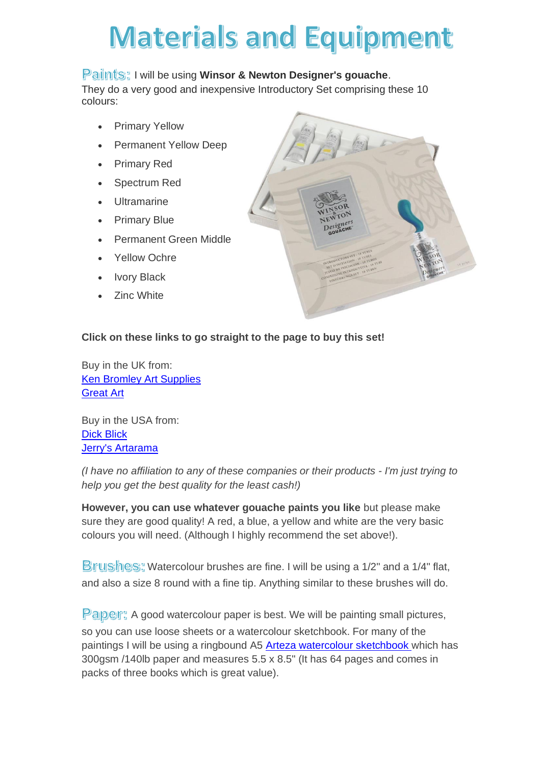# Materials and Equipment

**Paints:** I will be using **Winsor & Newton Designer's gouache**. They do a very good and inexpensive Introductory Set comprising these 10 colours:

- Primary Yellow
- Permanent Yellow Deep
- Primary Red
- Spectrum Red
- Ultramarine
- Primary Blue
- Permanent Green Middle
- Yellow Ochre
- Ivory Black
- Zinc White

**Click on these links to go straight to the page to buy this set!**

Buy in the UK from:
[Ken Bromley Art Supplies]
[Great Art]

Buy in the USA from:
[Dick Blick]
[Jerry's Artarama]

*(I have no affiliation to any of these companies or their products - I'm just trying to help you get the best quality for the least cash!)*

**However, you can use whatever gouache paints you like** but please make sure they are good quality! A red, a blue, a yellow and white are the very basic colours you will need. (Although I highly recommend the set above!).

**Brushes:** Watercolour brushes are fine. I will be using a 1/2" and a 1/4" flat, and also a size 8 round with a fine tip. Anything similar to these brushes will do.

**Paper:** A good watercolour paper is best. We will be painting small pictures, so you can use loose sheets or a watercolour sketchbook. For many of the paintings I will be using a ringbound A5 [Arteza watercolour sketchbook] which has 300gsm /140lb paper and measures 5.5 x 8.5" (It has 64 pages and comes in packs of three books which is great value).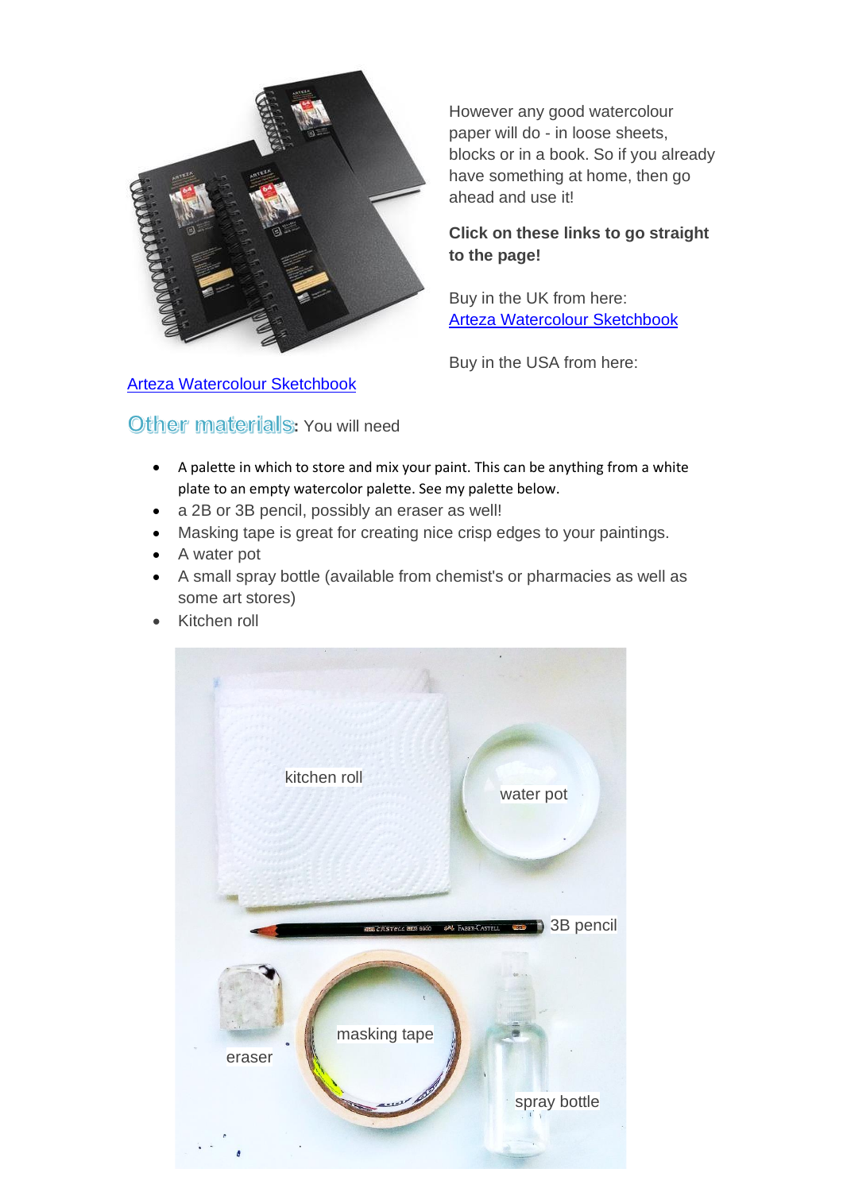However any good watercolour paper will do - in loose sheets, blocks or in a book. So if you already have something at home, then go ahead and use it!

**Click on these links to go straight to the page!**

Buy in the UK from here:
Arteza Watercolour Sketchbook

Buy in the USA from here:

Arteza Watercolour Sketchbook

**Other materials:** You will need

- A palette in which to store and mix your paint. This can be anything from a white plate to an empty watercolor palette. See my palette below.
- a 2B or 3B pencil, possibly an eraser as well!
- Masking tape is great for creating nice crisp edges to your paintings.
- A water pot
- A small spray bottle (available from chemist's or pharmacies as well as some art stores)
- Kitchen roll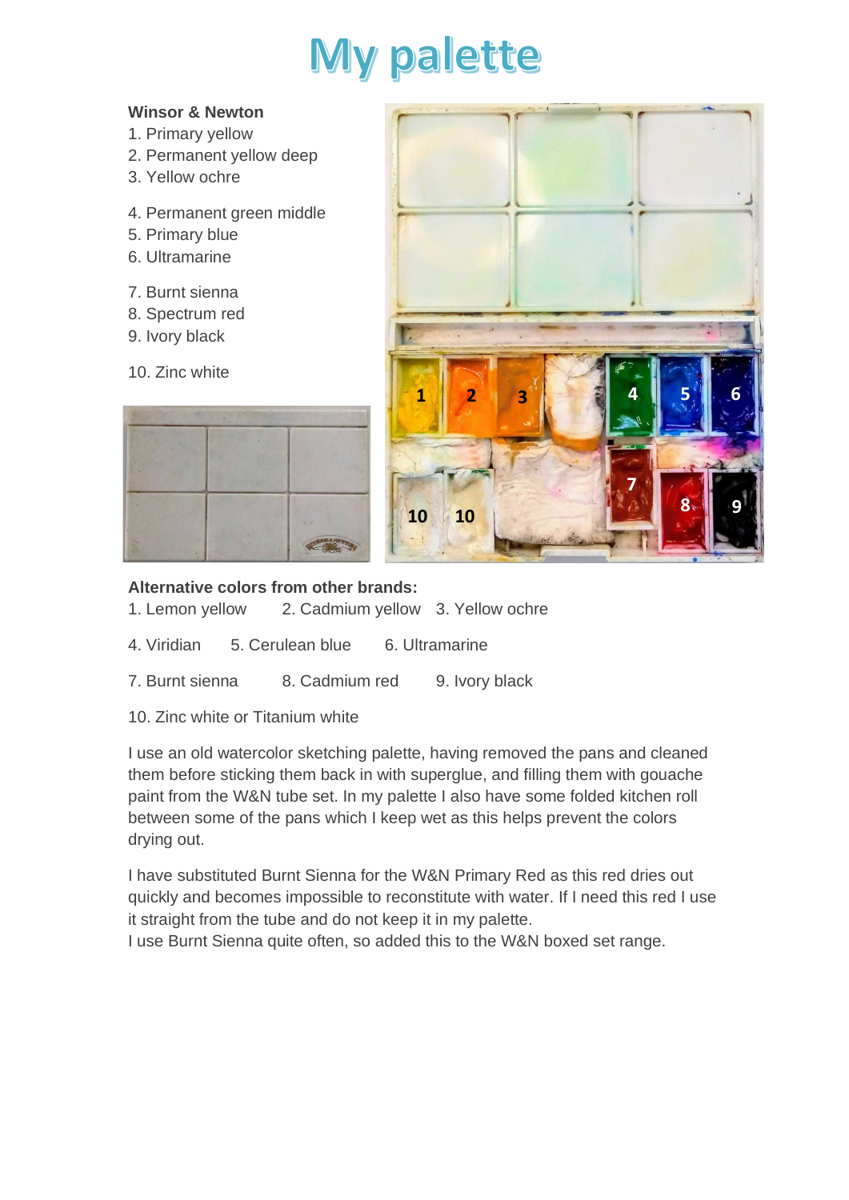# My palette

**Winsor & Newton**

1. Primary yellow
2. Permanent yellow deep
3. Yellow ochre

4. Permanent green middle
5. Primary blue
6. Ultramarine

7. Burnt sienna
8. Spectrum red
9. Ivory black

10. Zinc white

**Alternative colors from other brands:**

1. Lemon yellow 2. Cadmium yellow 3. Yellow ochre

4. Viridian 5. Cerulean blue 6. Ultramarine

7. Burnt sienna 8. Cadmium red 9. Ivory black

10. Zinc white or Titanium white

I use an old watercolor sketching palette, having removed the pans and cleaned them before sticking them back in with superglue, and filling them with gouache paint from the W&N tube set. In my palette I also have some folded kitchen roll between some of the pans which I keep wet as this helps prevent the colors drying out.

I have substituted Burnt Sienna for the W&N Primary Red as this red dries out quickly and becomes impossible to reconstitute with water. If I need this red I use it straight from the tube and do not keep it in my palette.
I use Burnt Sienna quite often, so added this to the W&N boxed set range.